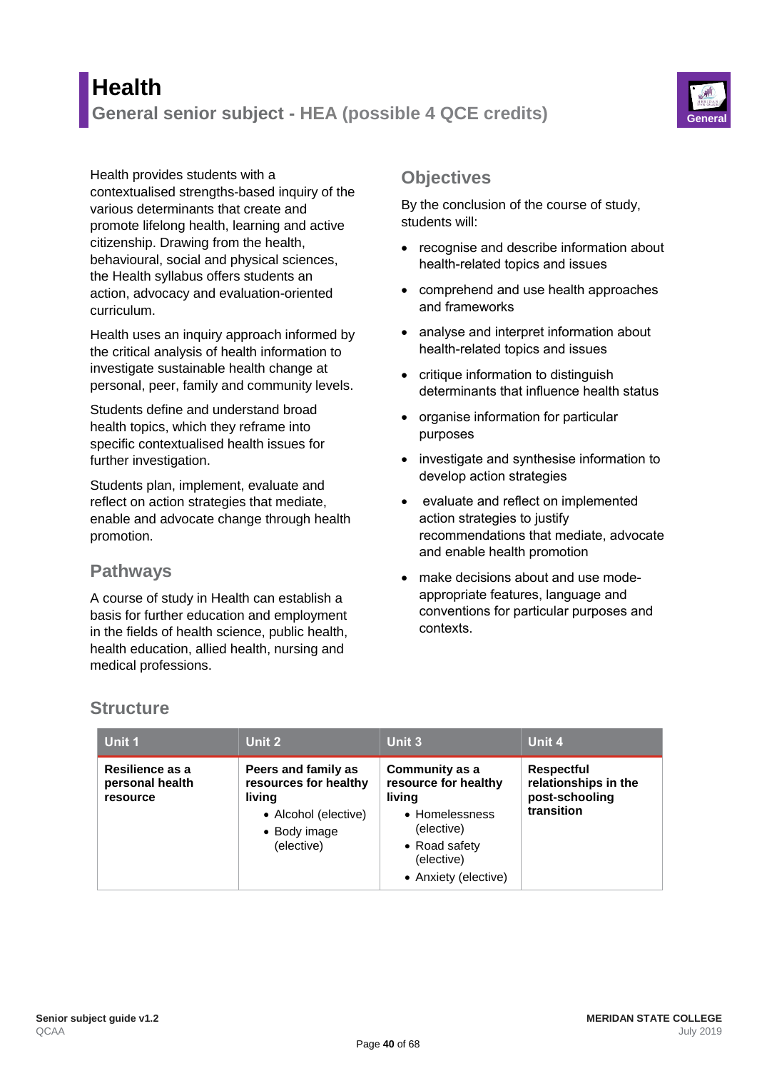# Health

## General senior subject - HEA (possible 4 QCE credits)

General

Health provides students with a contextualised strengths-based inquiry of the various determinants that create and promote lifelong health, learning and active citizenship. Drawing from the health, behavioural, social and physical sciences, the Health syllabus offers students an action, advocacy and evaluation-oriented curriculum.

Health uses an inquiry approach informed by the critical analysis of health information to investigate sustainable health change at personal, peer, family and community levels.

Students define and understand broad health topics, which they reframe into specific contextualised health issues for further investigation.

Students plan, implement, evaluate and reflect on action strategies that mediate, enable and advocate change through health promotion.

## Pathways

A course of study in Health can establish a basis for further education and employment in the fields of health science, public health, health education, allied health, nursing and medical professions.

## Objectives

By the conclusion of the course of study, students will:

- recognise and describe information about health-related topics and issues
- comprehend and use health approaches and frameworks
- analyse and interpret information about health-related topics and issues
- critique information to distinguish determinants that influence health status
- organise information for particular purposes
- investigate and synthesise information to develop action strategies
- evaluate and reflect on implemented action strategies to justify recommendations that mediate, advocate and enable health promotion
- make decisions about and use mode-appropriate features, language and conventions for particular purposes and contexts.

## Structure

| Unit 1 | Unit 2 | Unit 3 | Unit 4 |
|---|---|---|---|
| **Resilience as a personal health resource** | **Peers and family as resources for healthy living**<br>• Alcohol (elective)<br>• Body image (elective) | **Community as a resource for healthy living**<br>• Homelessness (elective)<br>• Road safety (elective)<br>• Anxiety (elective) | **Respectful relationships in the post-schooling transition** |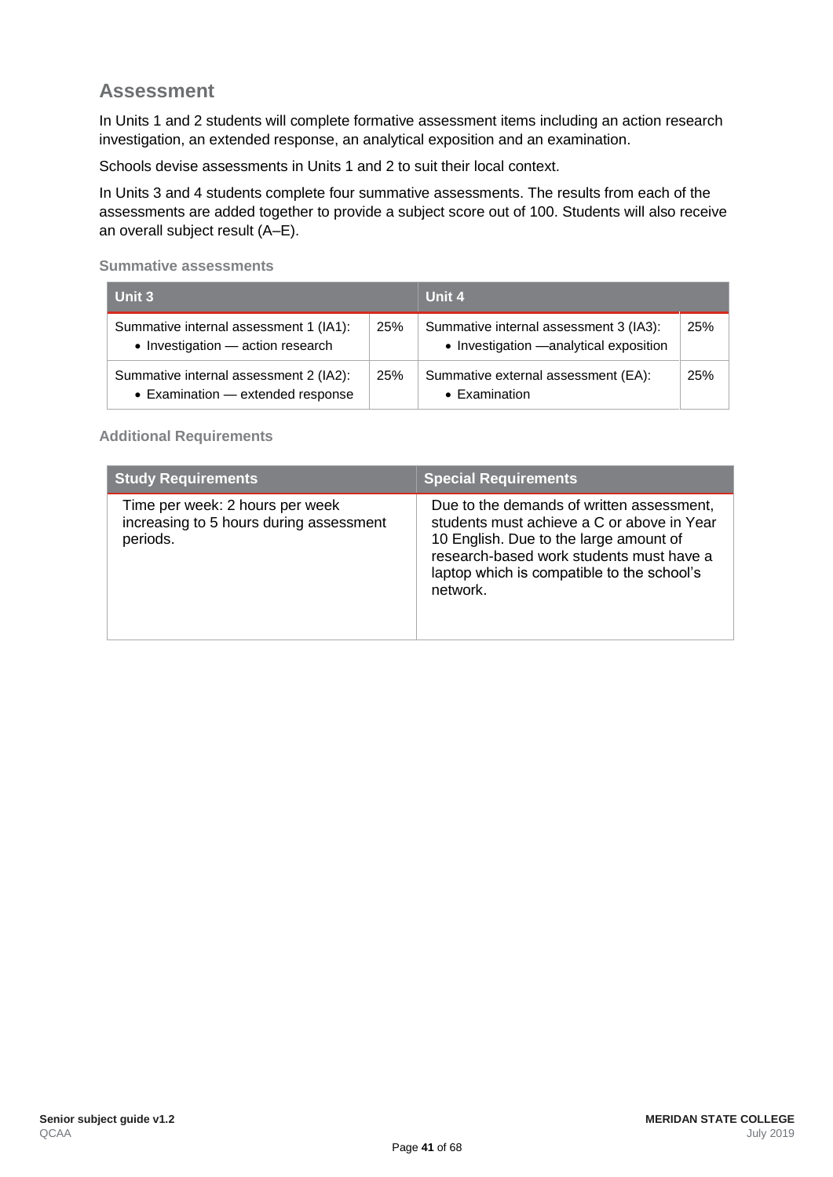## Assessment

In Units 1 and 2 students will complete formative assessment items including an action research investigation, an extended response, an analytical exposition and an examination.

Schools devise assessments in Units 1 and 2 to suit their local context.

In Units 3 and 4 students complete four summative assessments. The results from each of the assessments are added together to provide a subject score out of 100. Students will also receive an overall subject result (A–E).

### Summative assessments

| Unit 3 | | Unit 4 | |
|---|---|---|---|
| Summative internal assessment 1 (IA1): <br>• Investigation — action research | 25% | Summative internal assessment 3 (IA3): <br>• Investigation —analytical exposition | 25% |
| Summative internal assessment 2 (IA2): <br>• Examination — extended response | 25% | Summative external assessment (EA): <br>• Examination | 25% |

### Additional Requirements

| Study Requirements | Special Requirements |
|---|---|
| Time per week: 2 hours per week increasing to 5 hours during assessment periods. | Due to the demands of written assessment, students must achieve a C or above in Year 10 English. Due to the large amount of research-based work students must have a laptop which is compatible to the school's network. |